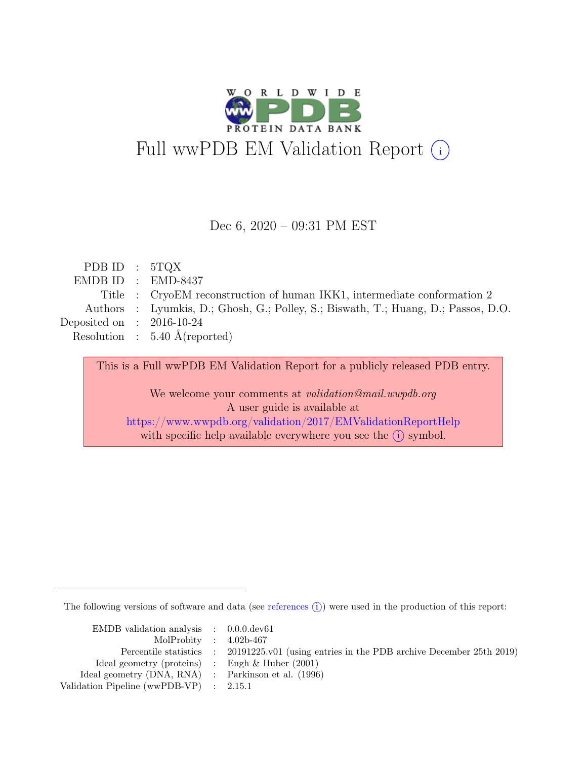# Full wwPDB EM Validation Report

Dec 6, 2020 – 09:31 PM EST

| | | |
|---|---|---|
| PDB ID | : | 5TQX |
| EMDB ID | : | EMD-8437 |
| Title | : | CryoEM reconstruction of human IKK1, intermediate conformation 2 |
| Authors | : | Lyumkis, D.; Ghosh, G.; Polley, S.; Biswath, T.; Huang, D.; Passos, D.O. |
| Deposited on | : | 2016-10-24 |
| Resolution | : | 5.40 Å(reported) |

This is a Full wwPDB EM Validation Report for a publicly released PDB entry.

We welcome your comments at *validation@mail.wwpdb.org*
A user guide is available at
https://www.wwpdb.org/validation/2017/EMValidationReportHelp
with specific help available everywhere you see the (i) symbol.

The following versions of software and data (see references (i)) were used in the production of this report:

| | | |
|---|---|---|
| EMDB validation analysis | : | 0.0.0.dev61 |
| MolProbity | : | 4.02b-467 |
| Percentile statistics | : | 20191225.v01 (using entries in the PDB archive December 25th 2019) |
| Ideal geometry (proteins) | : | Engh & Huber (2001) |
| Ideal geometry (DNA, RNA) | : | Parkinson et al. (1996) |
| Validation Pipeline (wwPDB-VP) | : | 2.15.1 |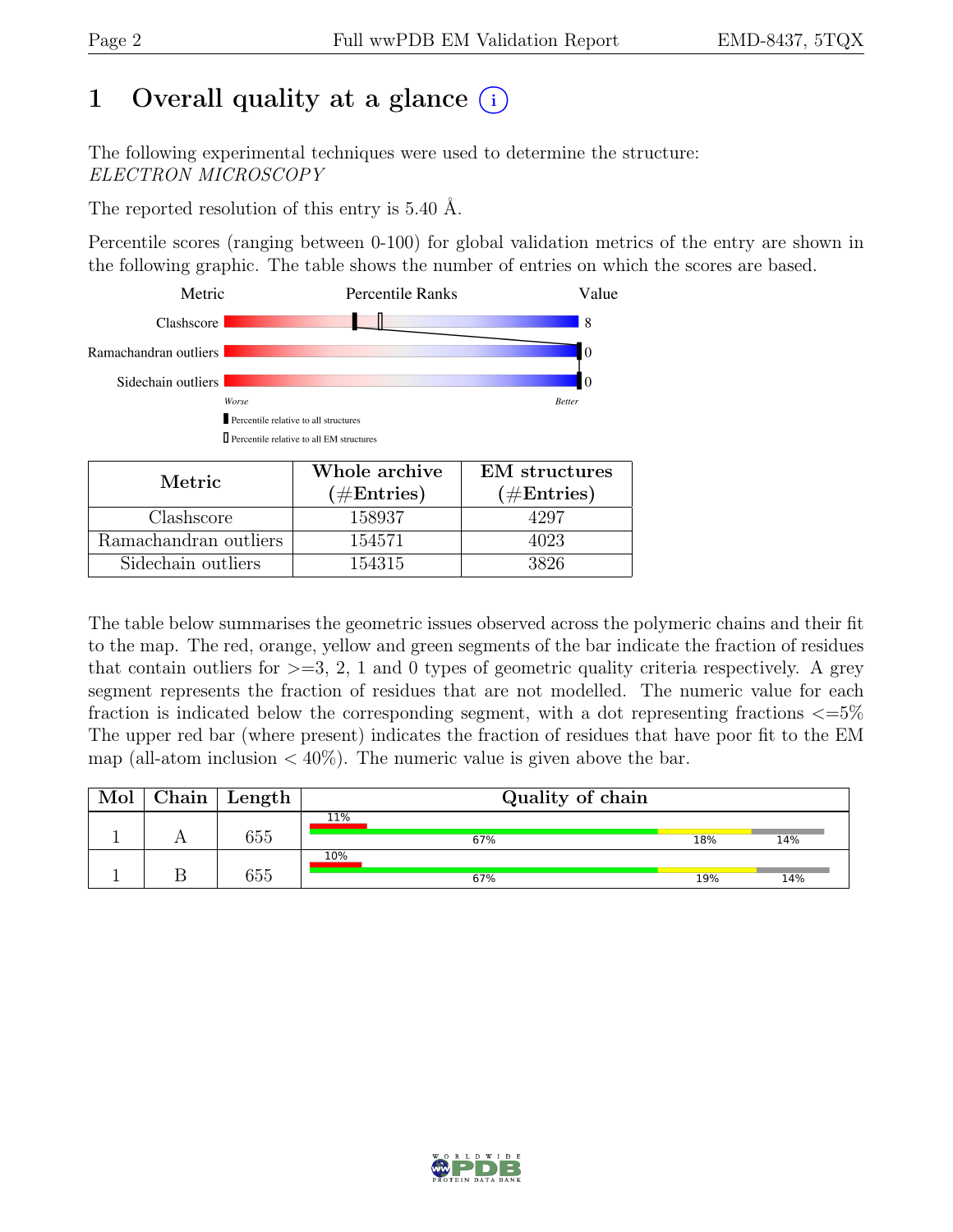# 1 Overall quality at a glance (i)

The following experimental techniques were used to determine the structure:
*ELECTRON MICROSCOPY*

The reported resolution of this entry is 5.40 Å.

Percentile scores (ranging between 0-100) for global validation metrics of the entry are shown in the following graphic. The table shows the number of entries on which the scores are based.

| Metric | Value |
|---|---|
| Clashscore | 8 |
| Ramachandran outliers | 0 |
| Sidechain outliers | 0 |

Worse — Better

■ Percentile relative to all structures
□ Percentile relative to all EM structures

| Metric | Whole archive (#Entries) | EM structures (#Entries) |
|---|---|---|
| Clashscore | 158937 | 4297 |
| Ramachandran outliers | 154571 | 4023 |
| Sidechain outliers | 154315 | 3826 |

The table below summarises the geometric issues observed across the polymeric chains and their fit to the map. The red, orange, yellow and green segments of the bar indicate the fraction of residues that contain outliers for >=3, 2, 1 and 0 types of geometric quality criteria respectively. A grey segment represents the fraction of residues that are not modelled. The numeric value for each fraction is indicated below the corresponding segment, with a dot representing fractions <=5% The upper red bar (where present) indicates the fraction of residues that have poor fit to the EM map (all-atom inclusion < 40%). The numeric value is given above the bar.

| Mol | Chain | Length | Quality of chain |
|---|---|---|---|
| 1 | A | 655 | 11% (poor fit); 67% (green), 18% (yellow), 14% (grey) |
| 1 | B | 655 | 10% (poor fit); 67% (green), 19% (yellow), 14% (grey) |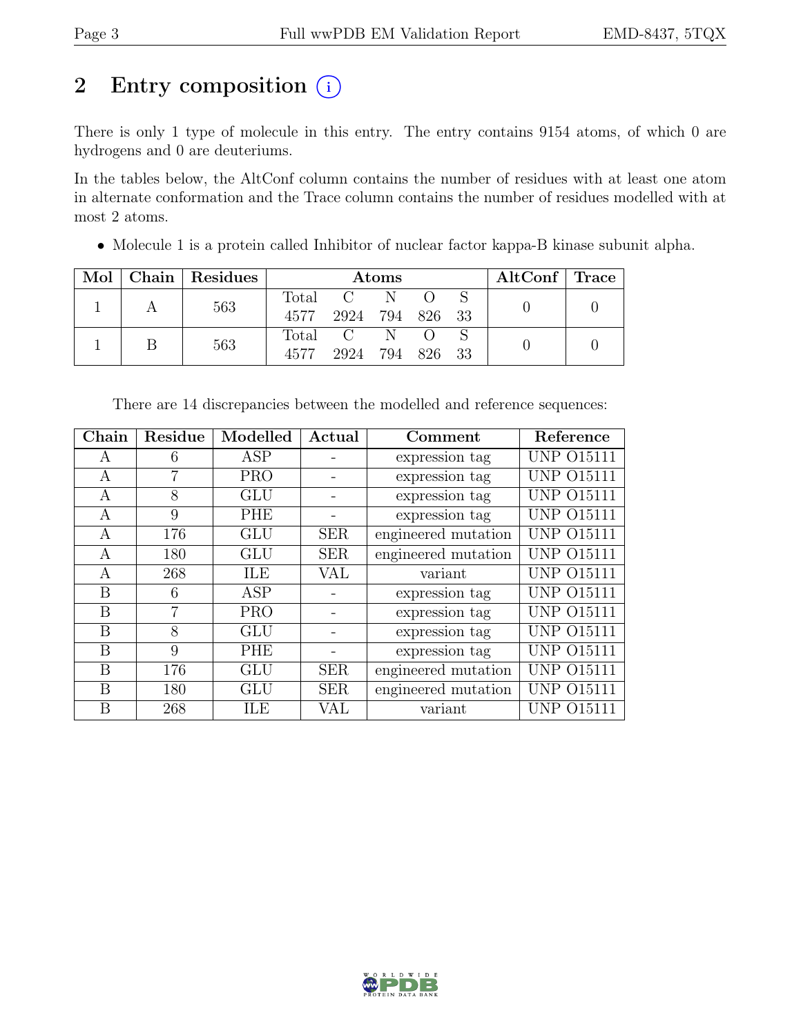# 2 Entry composition (i)

There is only 1 type of molecule in this entry. The entry contains 9154 atoms, of which 0 are hydrogens and 0 are deuteriums.

In the tables below, the AltConf column contains the number of residues with at least one atom in alternate conformation and the Trace column contains the number of residues modelled with at most 2 atoms.

- Molecule 1 is a protein called Inhibitor of nuclear factor kappa-B kinase subunit alpha.

| Mol | Chain | Residues | Atoms | | | | | AltConf | Trace |
|---|---|---|---|---|---|---|---|---|---|
| 1 | A | 563 | Total 4577 | C 2924 | N 794 | O 826 | S 33 | 0 | 0 |
| 1 | B | 563 | Total 4577 | C 2924 | N 794 | O 826 | S 33 | 0 | 0 |

There are 14 discrepancies between the modelled and reference sequences:

| Chain | Residue | Modelled | Actual | Comment | Reference |
|---|---|---|---|---|---|
| A | 6 | ASP | - | expression tag | UNP O15111 |
| A | 7 | PRO | - | expression tag | UNP O15111 |
| A | 8 | GLU | - | expression tag | UNP O15111 |
| A | 9 | PHE | - | expression tag | UNP O15111 |
| A | 176 | GLU | SER | engineered mutation | UNP O15111 |
| A | 180 | GLU | SER | engineered mutation | UNP O15111 |
| A | 268 | ILE | VAL | variant | UNP O15111 |
| B | 6 | ASP | - | expression tag | UNP O15111 |
| B | 7 | PRO | - | expression tag | UNP O15111 |
| B | 8 | GLU | - | expression tag | UNP O15111 |
| B | 9 | PHE | - | expression tag | UNP O15111 |
| B | 176 | GLU | SER | engineered mutation | UNP O15111 |
| B | 180 | GLU | SER | engineered mutation | UNP O15111 |
| B | 268 | ILE | VAL | variant | UNP O15111 |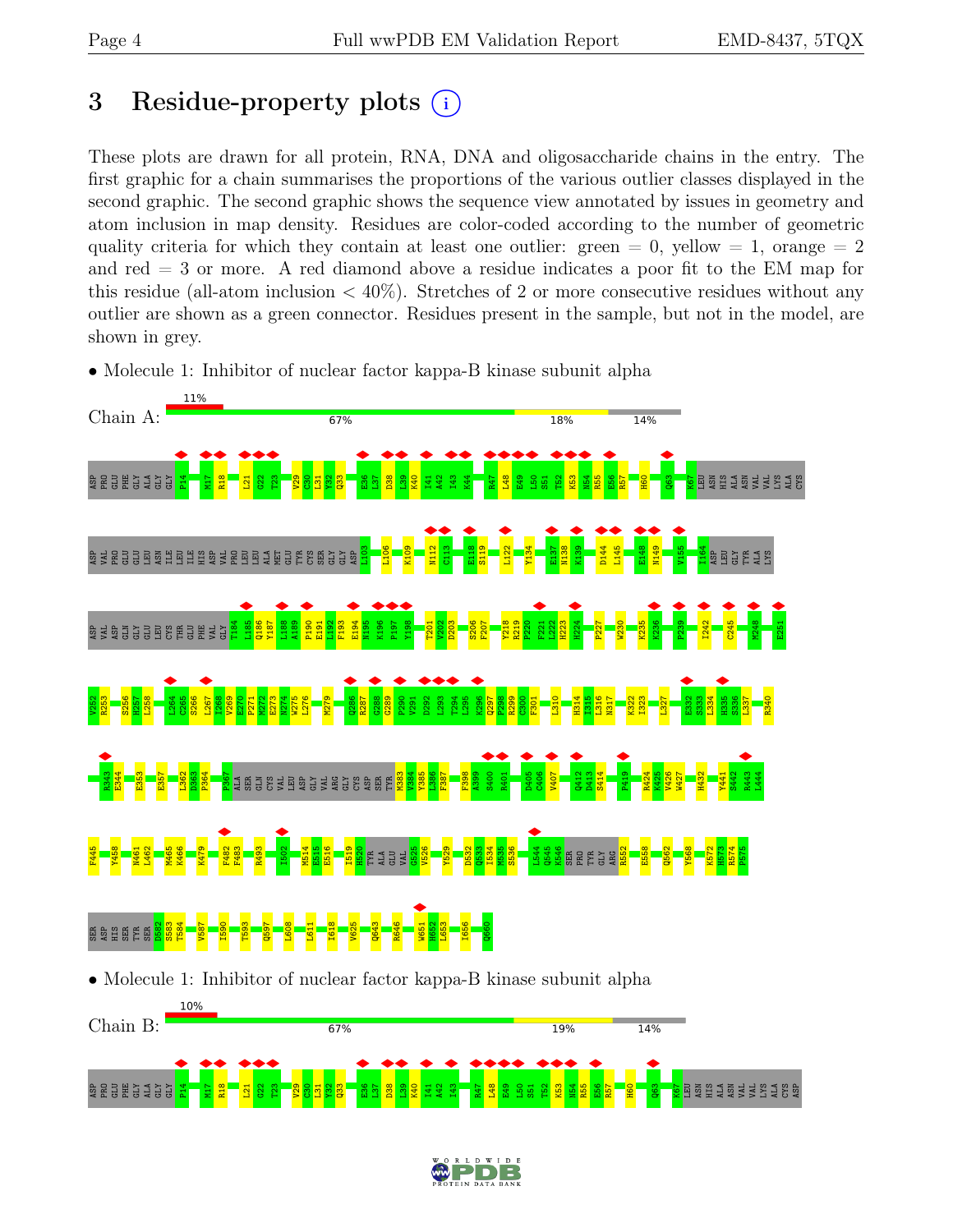# 3 Residue-property plots

These plots are drawn for all protein, RNA, DNA and oligosaccharide chains in the entry. The first graphic for a chain summarises the proportions of the various outlier classes displayed in the second graphic. The second graphic shows the sequence view annotated by issues in geometry and atom inclusion in map density. Residues are color-coded according to the number of geometric quality criteria for which they contain at least one outlier: green = 0, yellow = 1, orange = 2 and red = 3 or more. A red diamond above a residue indicates a poor fit to the EM map for this residue (all-atom inclusion < 40%). Stretches of 2 or more consecutive residues without any outlier are shown as a green connector. Residues present in the sample, but not in the model, are shown in grey.

- Molecule 1: Inhibitor of nuclear factor kappa-B kinase subunit alpha

Chain A: 11% | 67% | 18% | 14%

- Molecule 1: Inhibitor of nuclear factor kappa-B kinase subunit alpha

Chain B: 10% | 67% | 19% | 14%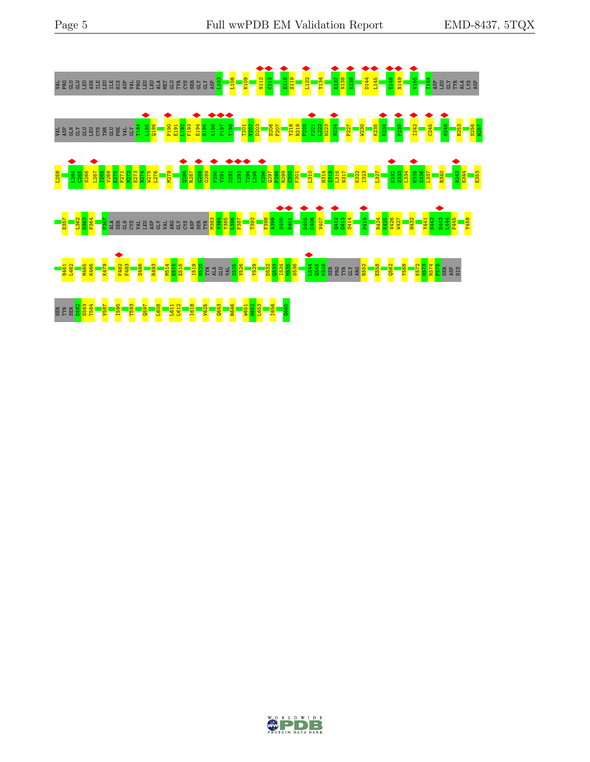VAL PRO GLU GLU LEU ASN ILE LEU ILE HIS ASP VAL PRO LEU LEU ALA MET GLU TYR CYS SER GLY GLY ASP L103 L106 K109 N112 C113 E118 S119 L122 Y134 E137 N138 K139 D144 L145 E148 N149 V155 I164 ASP LEU GLY TYR ALA LYS ASP

VAL ASP GLN GLY GLU LEU CYS THR GLU PHE VAL GLY T184 L185 Q186 P190 E191 L192 F193 E194 N195 K196 P197 Y198 T201 V202 D203 S206 F207 Y218 R219 P220 F221 L222 H223 H224 P227 W230 K235 K236 P239 I242 C245 M248 R253 S256 H257

L258 L264 C265 S266 L267 I268 V269 E270 P271 M272 E273 N274 W275 L276 M279 Q286 R287 C288 G289 P290 V291 D292 L293 T294 L295 K296 Q297 P298 R299 C300 F301 L310 H314 I315 L316 N317 K322 I323 L327 E332 S333 L334 H335 S336 L337 R340 R343 E344 E353

E357 L362 D363 P364 P367 ALA SER GLN CYS VAL LEU ASP GLY VAL ARG GLY CYS ASP SER TYR M383 V384 Y385 L386 F387 T392 F398 A399 S400 R401 D405 C406 V407 Q412 D413 S414 P419 R424 K425 V426 W427 H432 Y441 S442 R443 L444 F445 Y458

N461 L462 M465 K466 K479 F482 F483 S486 R493 M514 E515 E516 I519 N520 TYR ALA GLU VAL G525 V526 Y529 D532 Q533 I534 M535 S536 L544 Q545 K546 SER PRO TYR GLY ARG R552 E558 Q562 Y568 K572 H573 R574 P575 SER ASP HIS

SER TYR SER D582 S583 T584 V587 I590 T593 Q597 L608 L611 L612 I618 V625 Q643 R646 W651 H652 L653 I656 Q660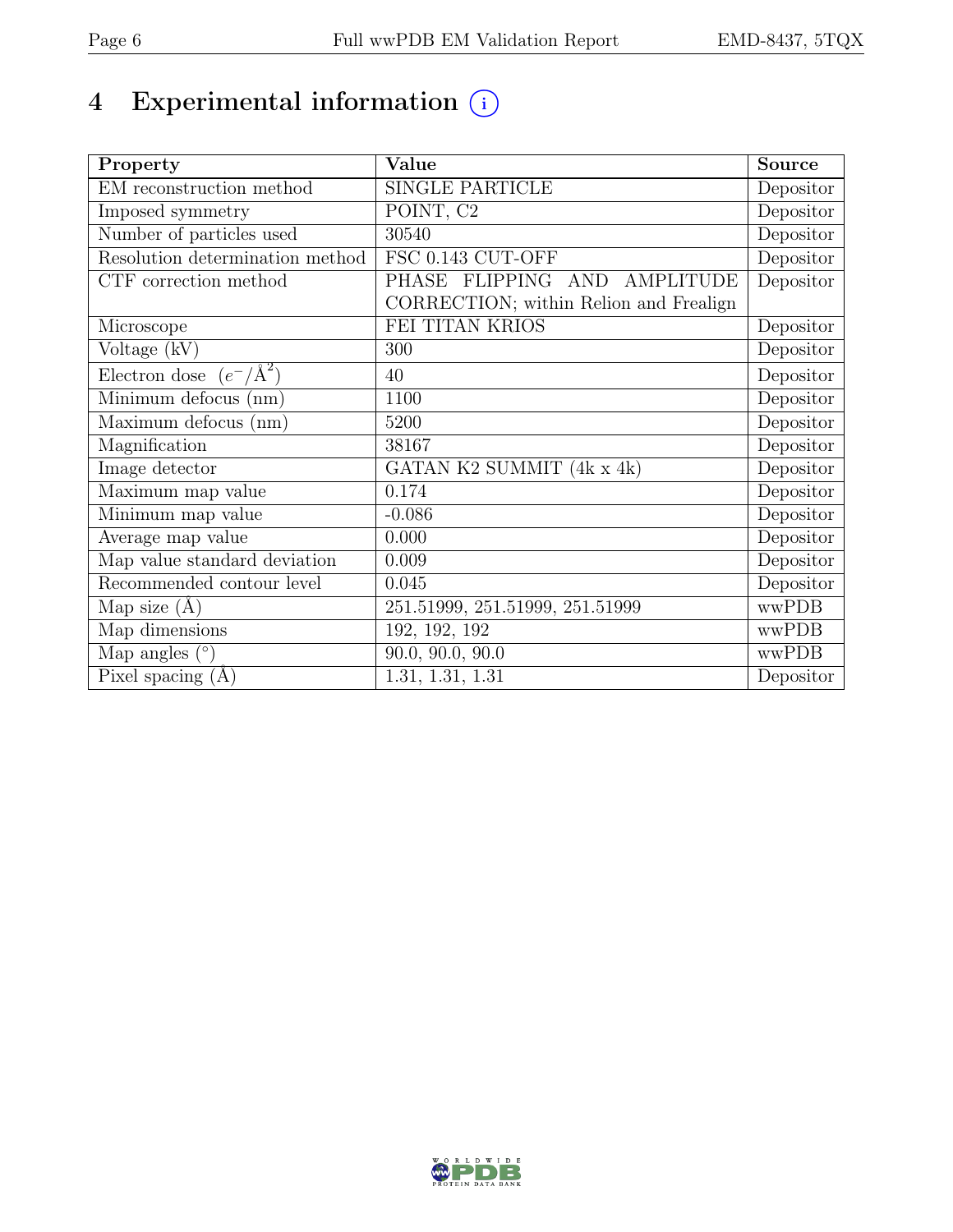# 4 Experimental information

| Property | Value | Source |
|---|---|---|
| EM reconstruction method | SINGLE PARTICLE | Depositor |
| Imposed symmetry | POINT, C2 | Depositor |
| Number of particles used | 30540 | Depositor |
| Resolution determination method | FSC 0.143 CUT-OFF | Depositor |
| CTF correction method | PHASE FLIPPING AND AMPLITUDE CORRECTION; within Relion and Frealign | Depositor |
| Microscope | FEI TITAN KRIOS | Depositor |
| Voltage (kV) | 300 | Depositor |
| Electron dose ($e^-/\text{Å}^2$) | 40 | Depositor |
| Minimum defocus (nm) | 1100 | Depositor |
| Maximum defocus (nm) | 5200 | Depositor |
| Magnification | 38167 | Depositor |
| Image detector | GATAN K2 SUMMIT (4k x 4k) | Depositor |
| Maximum map value | 0.174 | Depositor |
| Minimum map value | -0.086 | Depositor |
| Average map value | 0.000 | Depositor |
| Map value standard deviation | 0.009 | Depositor |
| Recommended contour level | 0.045 | Depositor |
| Map size (Å) | 251.51999, 251.51999, 251.51999 | wwPDB |
| Map dimensions | 192, 192, 192 | wwPDB |
| Map angles (°) | 90.0, 90.0, 90.0 | wwPDB |
| Pixel spacing (Å) | 1.31, 1.31, 1.31 | Depositor |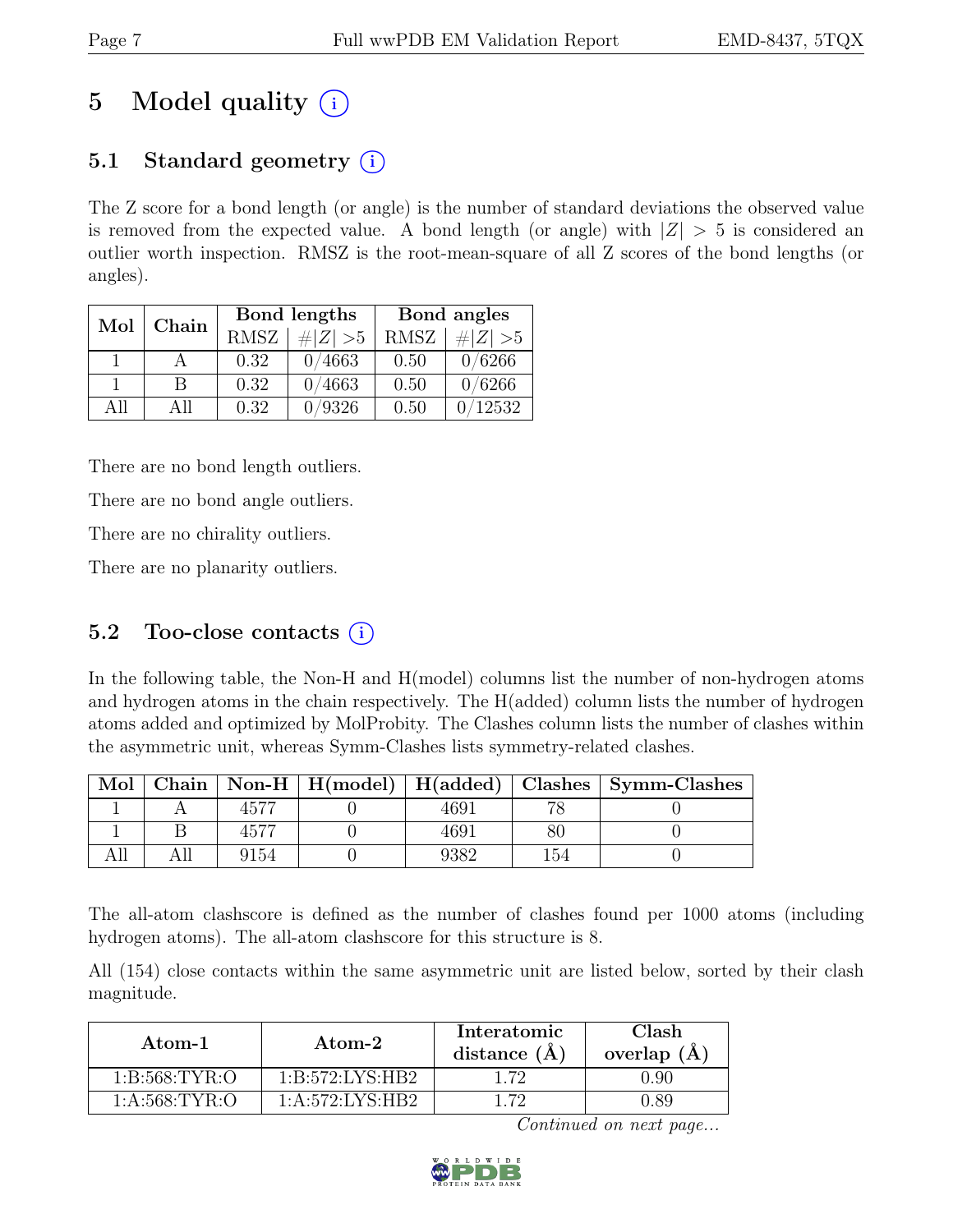# 5 Model quality (i)

## 5.1 Standard geometry (i)

The Z score for a bond length (or angle) is the number of standard deviations the observed value is removed from the expected value. A bond length (or angle) with $|Z| > 5$ is considered an outlier worth inspection. RMSZ is the root-mean-square of all Z scores of the bond lengths (or angles).

| Mol | Chain | Bond lengths | | Bond angles | |
|---|---|---|---|---|---|
| | | RMSZ | $\#\|Z\| >5$ | RMSZ | $\#\|Z\| >5$ |
| 1 | A | 0.32 | 0/4663 | 0.50 | 0/6266 |
| 1 | B | 0.32 | 0/4663 | 0.50 | 0/6266 |
| All | All | 0.32 | 0/9326 | 0.50 | 0/12532 |

There are no bond length outliers.

There are no bond angle outliers.

There are no chirality outliers.

There are no planarity outliers.

## 5.2 Too-close contacts (i)

In the following table, the Non-H and H(model) columns list the number of non-hydrogen atoms and hydrogen atoms in the chain respectively. The H(added) column lists the number of hydrogen atoms added and optimized by MolProbity. The Clashes column lists the number of clashes within the asymmetric unit, whereas Symm-Clashes lists symmetry-related clashes.

| Mol | Chain | Non-H | H(model) | H(added) | Clashes | Symm-Clashes |
|---|---|---|---|---|---|---|
| 1 | A | 4577 | 0 | 4691 | 78 | 0 |
| 1 | B | 4577 | 0 | 4691 | 80 | 0 |
| All | All | 9154 | 0 | 9382 | 154 | 0 |

The all-atom clashscore is defined as the number of clashes found per 1000 atoms (including hydrogen atoms). The all-atom clashscore for this structure is 8.

All (154) close contacts within the same asymmetric unit are listed below, sorted by their clash magnitude.

| Atom-1 | Atom-2 | Interatomic distance (Å) | Clash overlap (Å) |
|---|---|---|---|
| 1:B:568:TYR:O | 1:B:572:LYS:HB2 | 1.72 | 0.90 |
| 1:A:568:TYR:O | 1:A:572:LYS:HB2 | 1.72 | 0.89 |

*Continued on next page...*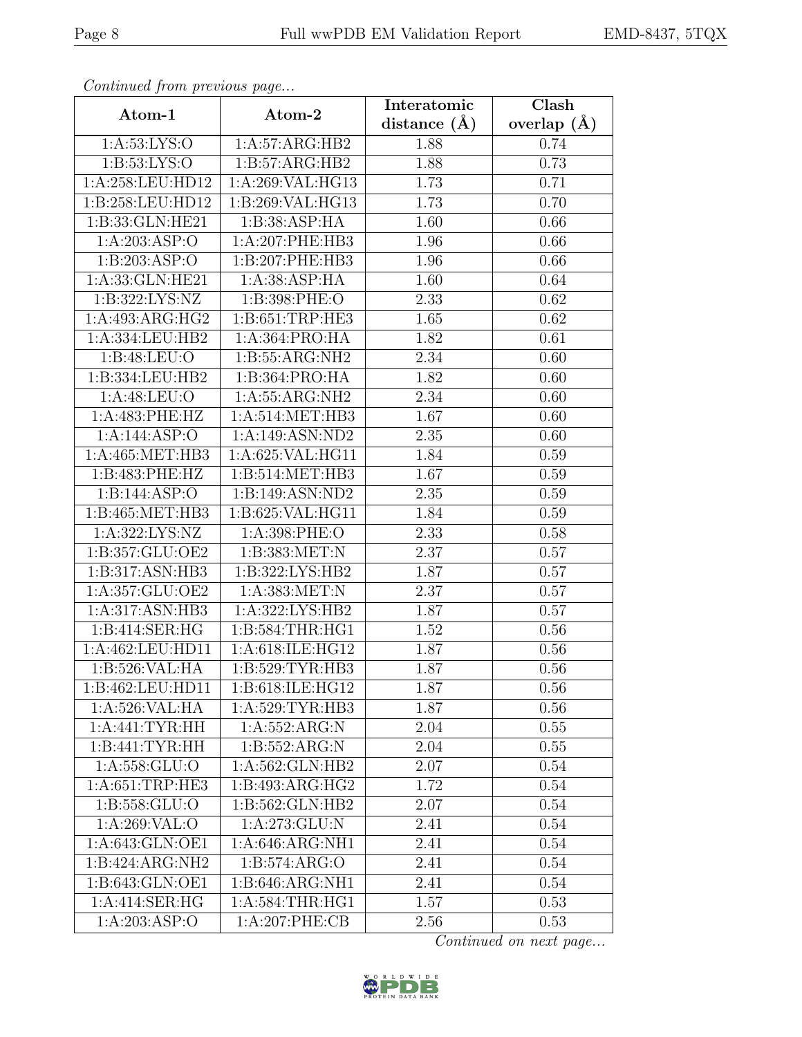*Continued from previous page...*

| Atom-1 | Atom-2 | Interatomic distance (Å) | Clash overlap (Å) |
|---|---|---|---|
| 1:A:53:LYS:O | 1:A:57:ARG:HB2 | 1.88 | 0.74 |
| 1:B:53:LYS:O | 1:B:57:ARG:HB2 | 1.88 | 0.73 |
| 1:A:258:LEU:HD12 | 1:A:269:VAL:HG13 | 1.73 | 0.71 |
| 1:B:258:LEU:HD12 | 1:B:269:VAL:HG13 | 1.73 | 0.70 |
| 1:B:33:GLN:HE21 | 1:B:38:ASP:HA | 1.60 | 0.66 |
| 1:A:203:ASP:O | 1:A:207:PHE:HB3 | 1.96 | 0.66 |
| 1:B:203:ASP:O | 1:B:207:PHE:HB3 | 1.96 | 0.66 |
| 1:A:33:GLN:HE21 | 1:A:38:ASP:HA | 1.60 | 0.64 |
| 1:B:322:LYS:NZ | 1:B:398:PHE:O | 2.33 | 0.62 |
| 1:A:493:ARG:HG2 | 1:B:651:TRP:HE3 | 1.65 | 0.62 |
| 1:A:334:LEU:HB2 | 1:A:364:PRO:HA | 1.82 | 0.61 |
| 1:B:48:LEU:O | 1:B:55:ARG:NH2 | 2.34 | 0.60 |
| 1:B:334:LEU:HB2 | 1:B:364:PRO:HA | 1.82 | 0.60 |
| 1:A:48:LEU:O | 1:A:55:ARG:NH2 | 2.34 | 0.60 |
| 1:A:483:PHE:HZ | 1:A:514:MET:HB3 | 1.67 | 0.60 |
| 1:A:144:ASP:O | 1:A:149:ASN:ND2 | 2.35 | 0.60 |
| 1:A:465:MET:HB3 | 1:A:625:VAL:HG11 | 1.84 | 0.59 |
| 1:B:483:PHE:HZ | 1:B:514:MET:HB3 | 1.67 | 0.59 |
| 1:B:144:ASP:O | 1:B:149:ASN:ND2 | 2.35 | 0.59 |
| 1:B:465:MET:HB3 | 1:B:625:VAL:HG11 | 1.84 | 0.59 |
| 1:A:322:LYS:NZ | 1:A:398:PHE:O | 2.33 | 0.58 |
| 1:B:357:GLU:OE2 | 1:B:383:MET:N | 2.37 | 0.57 |
| 1:B:317:ASN:HB3 | 1:B:322:LYS:HB2 | 1.87 | 0.57 |
| 1:A:357:GLU:OE2 | 1:A:383:MET:N | 2.37 | 0.57 |
| 1:A:317:ASN:HB3 | 1:A:322:LYS:HB2 | 1.87 | 0.57 |
| 1:B:414:SER:HG | 1:B:584:THR:HG1 | 1.52 | 0.56 |
| 1:A:462:LEU:HD11 | 1:A:618:ILE:HG12 | 1.87 | 0.56 |
| 1:B:526:VAL:HA | 1:B:529:TYR:HB3 | 1.87 | 0.56 |
| 1:B:462:LEU:HD11 | 1:B:618:ILE:HG12 | 1.87 | 0.56 |
| 1:A:526:VAL:HA | 1:A:529:TYR:HB3 | 1.87 | 0.56 |
| 1:A:441:TYR:HH | 1:A:552:ARG:N | 2.04 | 0.55 |
| 1:B:441:TYR:HH | 1:B:552:ARG:N | 2.04 | 0.55 |
| 1:A:558:GLU:O | 1:A:562:GLN:HB2 | 2.07 | 0.54 |
| 1:A:651:TRP:HE3 | 1:B:493:ARG:HG2 | 1.72 | 0.54 |
| 1:B:558:GLU:O | 1:B:562:GLN:HB2 | 2.07 | 0.54 |
| 1:A:269:VAL:O | 1:A:273:GLU:N | 2.41 | 0.54 |
| 1:A:643:GLN:OE1 | 1:A:646:ARG:NH1 | 2.41 | 0.54 |
| 1:B:424:ARG:NH2 | 1:B:574:ARG:O | 2.41 | 0.54 |
| 1:B:643:GLN:OE1 | 1:B:646:ARG:NH1 | 2.41 | 0.54 |
| 1:A:414:SER:HG | 1:A:584:THR:HG1 | 1.57 | 0.53 |
| 1:A:203:ASP:O | 1:A:207:PHE:CB | 2.56 | 0.53 |

*Continued on next page...*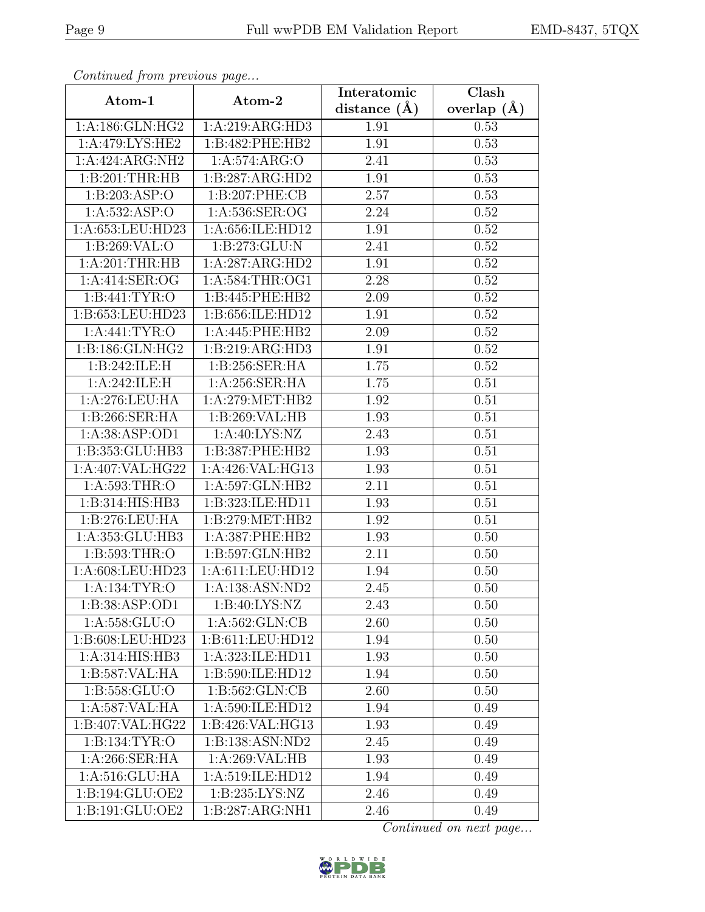*Continued from previous page...*

| Atom-1 | Atom-2 | Interatomic distance (Å) | Clash overlap (Å) |
|---|---|---|---|
| 1:A:186:GLN:HG2 | 1:A:219:ARG:HD3 | 1.91 | 0.53 |
| 1:A:479:LYS:HE2 | 1:B:482:PHE:HB2 | 1.91 | 0.53 |
| 1:A:424:ARG:NH2 | 1:A:574:ARG:O | 2.41 | 0.53 |
| 1:B:201:THR:HB | 1:B:287:ARG:HD2 | 1.91 | 0.53 |
| 1:B:203:ASP:O | 1:B:207:PHE:CB | 2.57 | 0.53 |
| 1:A:532:ASP:O | 1:A:536:SER:OG | 2.24 | 0.52 |
| 1:A:653:LEU:HD23 | 1:A:656:ILE:HD12 | 1.91 | 0.52 |
| 1:B:269:VAL:O | 1:B:273:GLU:N | 2.41 | 0.52 |
| 1:A:201:THR:HB | 1:A:287:ARG:HD2 | 1.91 | 0.52 |
| 1:A:414:SER:OG | 1:A:584:THR:OG1 | 2.28 | 0.52 |
| 1:B:441:TYR:O | 1:B:445:PHE:HB2 | 2.09 | 0.52 |
| 1:B:653:LEU:HD23 | 1:B:656:ILE:HD12 | 1.91 | 0.52 |
| 1:A:441:TYR:O | 1:A:445:PHE:HB2 | 2.09 | 0.52 |
| 1:B:186:GLN:HG2 | 1:B:219:ARG:HD3 | 1.91 | 0.52 |
| 1:B:242:ILE:H | 1:B:256:SER:HA | 1.75 | 0.52 |
| 1:A:242:ILE:H | 1:A:256:SER:HA | 1.75 | 0.51 |
| 1:A:276:LEU:HA | 1:A:279:MET:HB2 | 1.92 | 0.51 |
| 1:B:266:SER:HA | 1:B:269:VAL:HB | 1.93 | 0.51 |
| 1:A:38:ASP:OD1 | 1:A:40:LYS:NZ | 2.43 | 0.51 |
| 1:B:353:GLU:HB3 | 1:B:387:PHE:HB2 | 1.93 | 0.51 |
| 1:A:407:VAL:HG22 | 1:A:426:VAL:HG13 | 1.93 | 0.51 |
| 1:A:593:THR:O | 1:A:597:GLN:HB2 | 2.11 | 0.51 |
| 1:B:314:HIS:HB3 | 1:B:323:ILE:HD11 | 1.93 | 0.51 |
| 1:B:276:LEU:HA | 1:B:279:MET:HB2 | 1.92 | 0.51 |
| 1:A:353:GLU:HB3 | 1:A:387:PHE:HB2 | 1.93 | 0.50 |
| 1:B:593:THR:O | 1:B:597:GLN:HB2 | 2.11 | 0.50 |
| 1:A:608:LEU:HD23 | 1:A:611:LEU:HD12 | 1.94 | 0.50 |
| 1:A:134:TYR:O | 1:A:138:ASN:ND2 | 2.45 | 0.50 |
| 1:B:38:ASP:OD1 | 1:B:40:LYS:NZ | 2.43 | 0.50 |
| 1:A:558:GLU:O | 1:A:562:GLN:CB | 2.60 | 0.50 |
| 1:B:608:LEU:HD23 | 1:B:611:LEU:HD12 | 1.94 | 0.50 |
| 1:A:314:HIS:HB3 | 1:A:323:ILE:HD11 | 1.93 | 0.50 |
| 1:B:587:VAL:HA | 1:B:590:ILE:HD12 | 1.94 | 0.50 |
| 1:B:558:GLU:O | 1:B:562:GLN:CB | 2.60 | 0.50 |
| 1:A:587:VAL:HA | 1:A:590:ILE:HD12 | 1.94 | 0.49 |
| 1:B:407:VAL:HG22 | 1:B:426:VAL:HG13 | 1.93 | 0.49 |
| 1:B:134:TYR:O | 1:B:138:ASN:ND2 | 2.45 | 0.49 |
| 1:A:266:SER:HA | 1:A:269:VAL:HB | 1.93 | 0.49 |
| 1:A:516:GLU:HA | 1:A:519:ILE:HD12 | 1.94 | 0.49 |
| 1:B:194:GLU:OE2 | 1:B:235:LYS:NZ | 2.46 | 0.49 |
| 1:B:191:GLU:OE2 | 1:B:287:ARG:NH1 | 2.46 | 0.49 |

*Continued on next page...*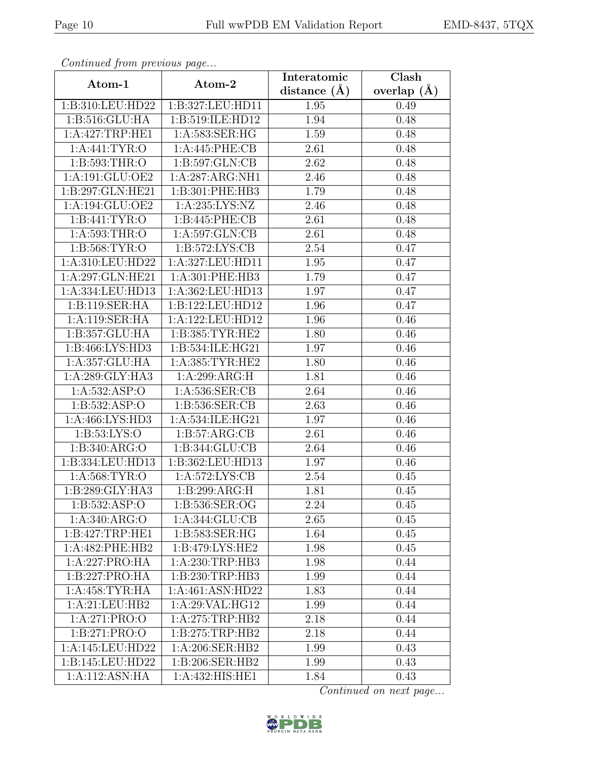*Continued from previous page...*

| Atom-1 | Atom-2 | Interatomic distance (Å) | Clash overlap (Å) |
| --- | --- | --- | --- |
| 1:B:310:LEU:HD22 | 1:B:327:LEU:HD11 | 1.95 | 0.49 |
| 1:B:516:GLU:HA | 1:B:519:ILE:HD12 | 1.94 | 0.48 |
| 1:A:427:TRP:HE1 | 1:A:583:SER:HG | 1.59 | 0.48 |
| 1:A:441:TYR:O | 1:A:445:PHE:CB | 2.61 | 0.48 |
| 1:B:593:THR:O | 1:B:597:GLN:CB | 2.62 | 0.48 |
| 1:A:191:GLU:OE2 | 1:A:287:ARG:NH1 | 2.46 | 0.48 |
| 1:B:297:GLN:HE21 | 1:B:301:PHE:HB3 | 1.79 | 0.48 |
| 1:A:194:GLU:OE2 | 1:A:235:LYS:NZ | 2.46 | 0.48 |
| 1:B:441:TYR:O | 1:B:445:PHE:CB | 2.61 | 0.48 |
| 1:A:593:THR:O | 1:A:597:GLN:CB | 2.61 | 0.48 |
| 1:B:568:TYR:O | 1:B:572:LYS:CB | 2.54 | 0.47 |
| 1:A:310:LEU:HD22 | 1:A:327:LEU:HD11 | 1.95 | 0.47 |
| 1:A:297:GLN:HE21 | 1:A:301:PHE:HB3 | 1.79 | 0.47 |
| 1:A:334:LEU:HD13 | 1:A:362:LEU:HD13 | 1.97 | 0.47 |
| 1:B:119:SER:HA | 1:B:122:LEU:HD12 | 1.96 | 0.47 |
| 1:A:119:SER:HA | 1:A:122:LEU:HD12 | 1.96 | 0.46 |
| 1:B:357:GLU:HA | 1:B:385:TYR:HE2 | 1.80 | 0.46 |
| 1:B:466:LYS:HD3 | 1:B:534:ILE:HG21 | 1.97 | 0.46 |
| 1:A:357:GLU:HA | 1:A:385:TYR:HE2 | 1.80 | 0.46 |
| 1:A:289:GLY:HA3 | 1:A:299:ARG:H | 1.81 | 0.46 |
| 1:A:532:ASP:O | 1:A:536:SER:CB | 2.64 | 0.46 |
| 1:B:532:ASP:O | 1:B:536:SER:CB | 2.63 | 0.46 |
| 1:A:466:LYS:HD3 | 1:A:534:ILE:HG21 | 1.97 | 0.46 |
| 1:B:53:LYS:O | 1:B:57:ARG:CB | 2.61 | 0.46 |
| 1:B:340:ARG:O | 1:B:344:GLU:CB | 2.64 | 0.46 |
| 1:B:334:LEU:HD13 | 1:B:362:LEU:HD13 | 1.97 | 0.46 |
| 1:A:568:TYR:O | 1:A:572:LYS:CB | 2.54 | 0.45 |
| 1:B:289:GLY:HA3 | 1:B:299:ARG:H | 1.81 | 0.45 |
| 1:B:532:ASP:O | 1:B:536:SER:OG | 2.24 | 0.45 |
| 1:A:340:ARG:O | 1:A:344:GLU:CB | 2.65 | 0.45 |
| 1:B:427:TRP:HE1 | 1:B:583:SER:HG | 1.64 | 0.45 |
| 1:A:482:PHE:HB2 | 1:B:479:LYS:HE2 | 1.98 | 0.45 |
| 1:A:227:PRO:HA | 1:A:230:TRP:HB3 | 1.98 | 0.44 |
| 1:B:227:PRO:HA | 1:B:230:TRP:HB3 | 1.99 | 0.44 |
| 1:A:458:TYR:HA | 1:A:461:ASN:HD22 | 1.83 | 0.44 |
| 1:A:21:LEU:HB2 | 1:A:29:VAL:HG12 | 1.99 | 0.44 |
| 1:A:271:PRO:O | 1:A:275:TRP:HB2 | 2.18 | 0.44 |
| 1:B:271:PRO:O | 1:B:275:TRP:HB2 | 2.18 | 0.44 |
| 1:A:145:LEU:HD22 | 1:A:206:SER:HB2 | 1.99 | 0.43 |
| 1:B:145:LEU:HD22 | 1:B:206:SER:HB2 | 1.99 | 0.43 |
| 1:A:112:ASN:HA | 1:A:432:HIS:HE1 | 1.84 | 0.43 |

*Continued on next page...*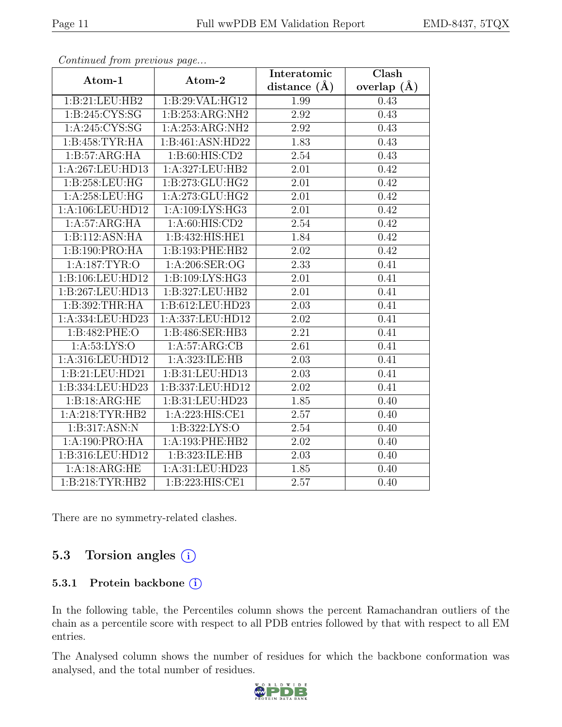*Continued from previous page...*

| Atom-1 | Atom-2 | Interatomic distance (Å) | Clash overlap (Å) |
|---|---|---|---|
| 1:B:21:LEU:HB2 | 1:B:29:VAL:HG12 | 1.99 | 0.43 |
| 1:B:245:CYS:SG | 1:B:253:ARG:NH2 | 2.92 | 0.43 |
| 1:A:245:CYS:SG | 1:A:253:ARG:NH2 | 2.92 | 0.43 |
| 1:B:458:TYR:HA | 1:B:461:ASN:HD22 | 1.83 | 0.43 |
| 1:B:57:ARG:HA | 1:B:60:HIS:CD2 | 2.54 | 0.43 |
| 1:A:267:LEU:HD13 | 1:A:327:LEU:HB2 | 2.01 | 0.42 |
| 1:B:258:LEU:HG | 1:B:273:GLU:HG2 | 2.01 | 0.42 |
| 1:A:258:LEU:HG | 1:A:273:GLU:HG2 | 2.01 | 0.42 |
| 1:A:106:LEU:HD12 | 1:A:109:LYS:HG3 | 2.01 | 0.42 |
| 1:A:57:ARG:HA | 1:A:60:HIS:CD2 | 2.54 | 0.42 |
| 1:B:112:ASN:HA | 1:B:432:HIS:HE1 | 1.84 | 0.42 |
| 1:B:190:PRO:HA | 1:B:193:PHE:HB2 | 2.02 | 0.42 |
| 1:A:187:TYR:O | 1:A:206:SER:OG | 2.33 | 0.41 |
| 1:B:106:LEU:HD12 | 1:B:109:LYS:HG3 | 2.01 | 0.41 |
| 1:B:267:LEU:HD13 | 1:B:327:LEU:HB2 | 2.01 | 0.41 |
| 1:B:392:THR:HA | 1:B:612:LEU:HD23 | 2.03 | 0.41 |
| 1:A:334:LEU:HD23 | 1:A:337:LEU:HD12 | 2.02 | 0.41 |
| 1:B:482:PHE:O | 1:B:486:SER:HB3 | 2.21 | 0.41 |
| 1:A:53:LYS:O | 1:A:57:ARG:CB | 2.61 | 0.41 |
| 1:A:316:LEU:HD12 | 1:A:323:ILE:HB | 2.03 | 0.41 |
| 1:B:21:LEU:HD21 | 1:B:31:LEU:HD13 | 2.03 | 0.41 |
| 1:B:334:LEU:HD23 | 1:B:337:LEU:HD12 | 2.02 | 0.41 |
| 1:B:18:ARG:HE | 1:B:31:LEU:HD23 | 1.85 | 0.40 |
| 1:A:218:TYR:HB2 | 1:A:223:HIS:CE1 | 2.57 | 0.40 |
| 1:B:317:ASN:N | 1:B:322:LYS:O | 2.54 | 0.40 |
| 1:A:190:PRO:HA | 1:A:193:PHE:HB2 | 2.02 | 0.40 |
| 1:B:316:LEU:HD12 | 1:B:323:ILE:HB | 2.03 | 0.40 |
| 1:A:18:ARG:HE | 1:A:31:LEU:HD23 | 1.85 | 0.40 |
| 1:B:218:TYR:HB2 | 1:B:223:HIS:CE1 | 2.57 | 0.40 |

There are no symmetry-related clashes.

## 5.3 Torsion angles (i)

### 5.3.1 Protein backbone (i)

In the following table, the Percentiles column shows the percent Ramachandran outliers of the chain as a percentile score with respect to all PDB entries followed by that with respect to all EM entries.

The Analysed column shows the number of residues for which the backbone conformation was analysed, and the total number of residues.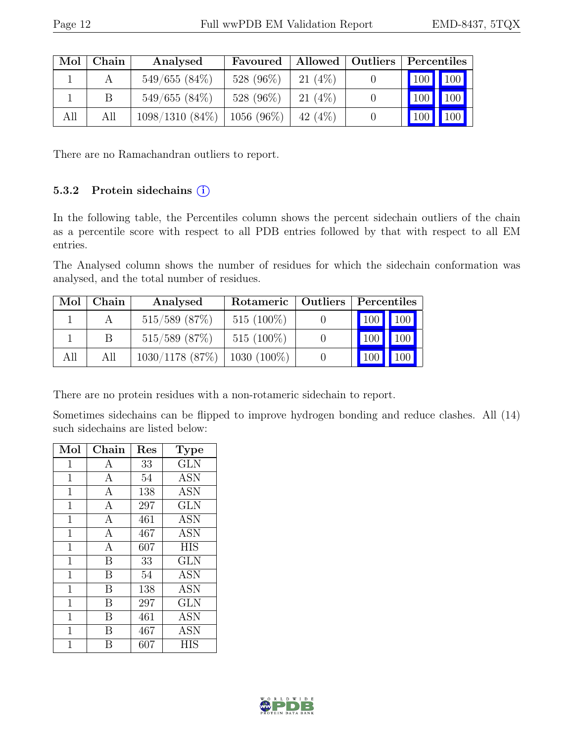| Mol | Chain | Analysed | Favoured | Allowed | Outliers | Percentiles | |
|---|---|---|---|---|---|---|---|
| 1 | A | 549/655 (84%) | 528 (96%) | 21 (4%) | 0 | 100 | 100 |
| 1 | B | 549/655 (84%) | 528 (96%) | 21 (4%) | 0 | 100 | 100 |
| All | All | 1098/1310 (84%) | 1056 (96%) | 42 (4%) | 0 | 100 | 100 |

There are no Ramachandran outliers to report.

### 5.3.2 Protein sidechains (i)

In the following table, the Percentiles column shows the percent sidechain outliers of the chain as a percentile score with respect to all PDB entries followed by that with respect to all EM entries.

The Analysed column shows the number of residues for which the sidechain conformation was analysed, and the total number of residues.

| Mol | Chain | Analysed | Rotameric | Outliers | Percentiles | |
|---|---|---|---|---|---|---|
| 1 | A | 515/589 (87%) | 515 (100%) | 0 | 100 | 100 |
| 1 | B | 515/589 (87%) | 515 (100%) | 0 | 100 | 100 |
| All | All | 1030/1178 (87%) | 1030 (100%) | 0 | 100 | 100 |

There are no protein residues with a non-rotameric sidechain to report.

Sometimes sidechains can be flipped to improve hydrogen bonding and reduce clashes. All (14) such sidechains are listed below:

| Mol | Chain | Res | Type |
|---|---|---|---|
| 1 | A | 33 | GLN |
| 1 | A | 54 | ASN |
| 1 | A | 138 | ASN |
| 1 | A | 297 | GLN |
| 1 | A | 461 | ASN |
| 1 | A | 467 | ASN |
| 1 | A | 607 | HIS |
| 1 | B | 33 | GLN |
| 1 | B | 54 | ASN |
| 1 | B | 138 | ASN |
| 1 | B | 297 | GLN |
| 1 | B | 461 | ASN |
| 1 | B | 467 | ASN |
| 1 | B | 607 | HIS |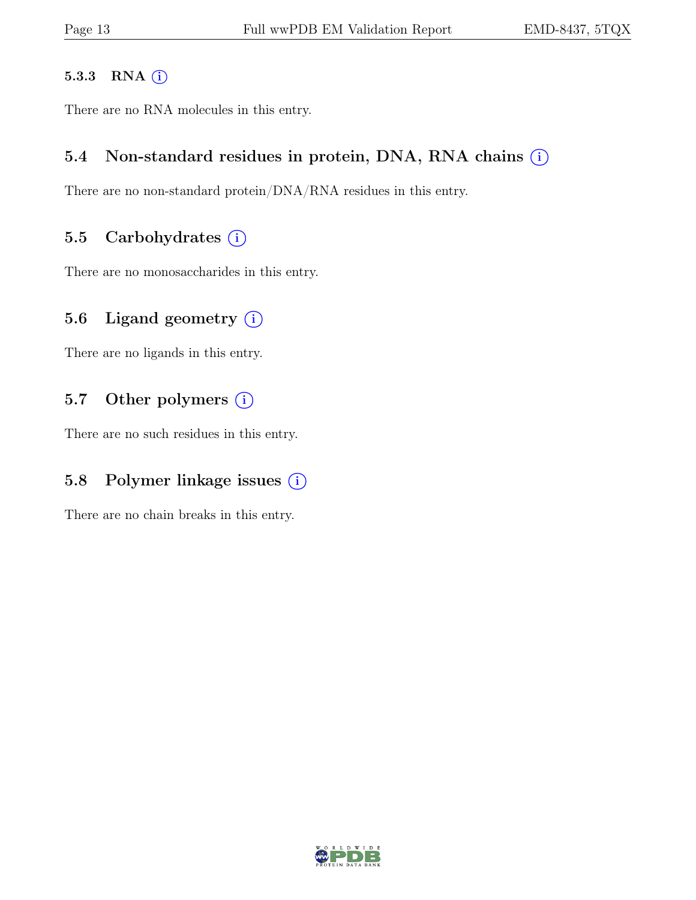### 5.3.3 RNA

There are no RNA molecules in this entry.

## 5.4 Non-standard residues in protein, DNA, RNA chains

There are no non-standard protein/DNA/RNA residues in this entry.

## 5.5 Carbohydrates

There are no monosaccharides in this entry.

## 5.6 Ligand geometry

There are no ligands in this entry.

## 5.7 Other polymers

There are no such residues in this entry.

## 5.8 Polymer linkage issues

There are no chain breaks in this entry.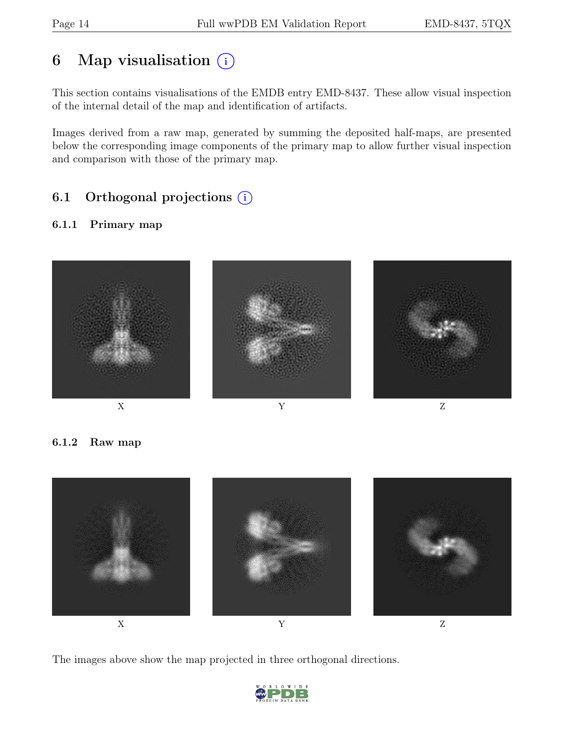# 6 Map visualisation

This section contains visualisations of the EMDB entry EMD-8437. These allow visual inspection of the internal detail of the map and identification of artifacts.

Images derived from a raw map, generated by summing the deposited half-maps, are presented below the corresponding image components of the primary map to allow further visual inspection and comparison with those of the primary map.

## 6.1 Orthogonal projections

### 6.1.1 Primary map

X Y Z

### 6.1.2 Raw map

X Y Z

The images above show the map projected in three orthogonal directions.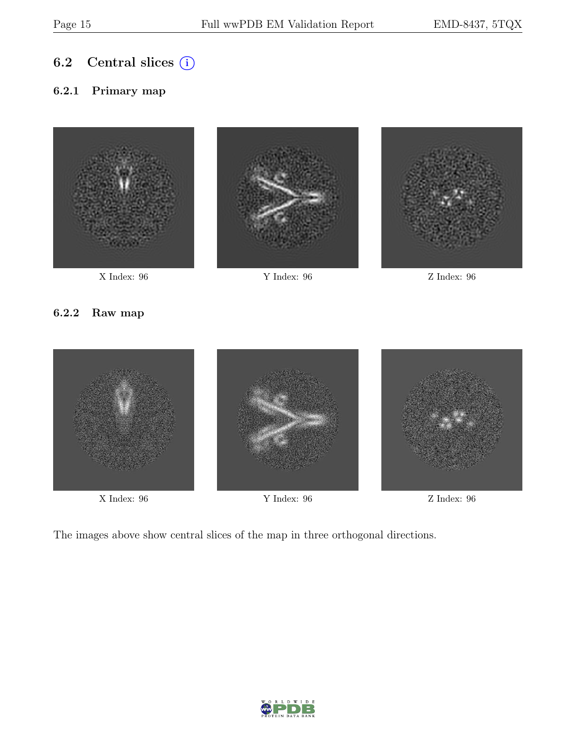## 6.2 Central slices (i)

### 6.2.1 Primary map

X Index: 96

Y Index: 96

Z Index: 96

### 6.2.2 Raw map

X Index: 96

Y Index: 96

Z Index: 96

The images above show central slices of the map in three orthogonal directions.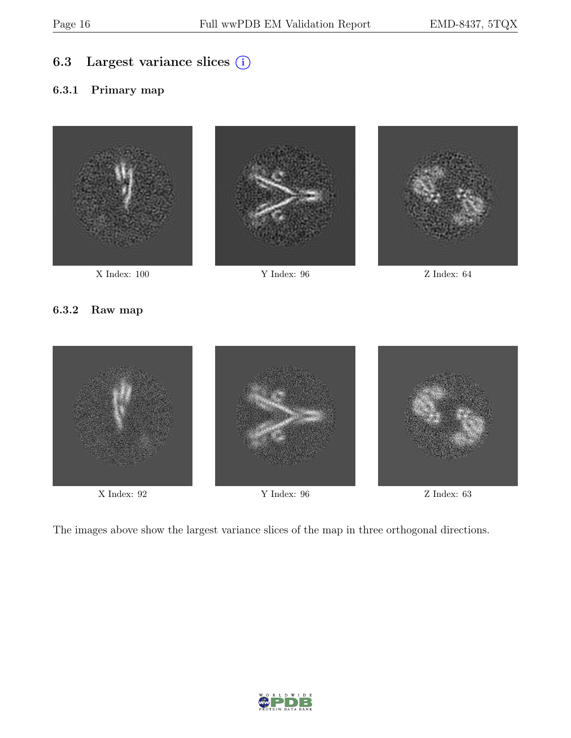## 6.3 Largest variance slices

### 6.3.1 Primary map

X Index: 100

Y Index: 96

Z Index: 64

### 6.3.2 Raw map

X Index: 92

Y Index: 96

Z Index: 63

The images above show the largest variance slices of the map in three orthogonal directions.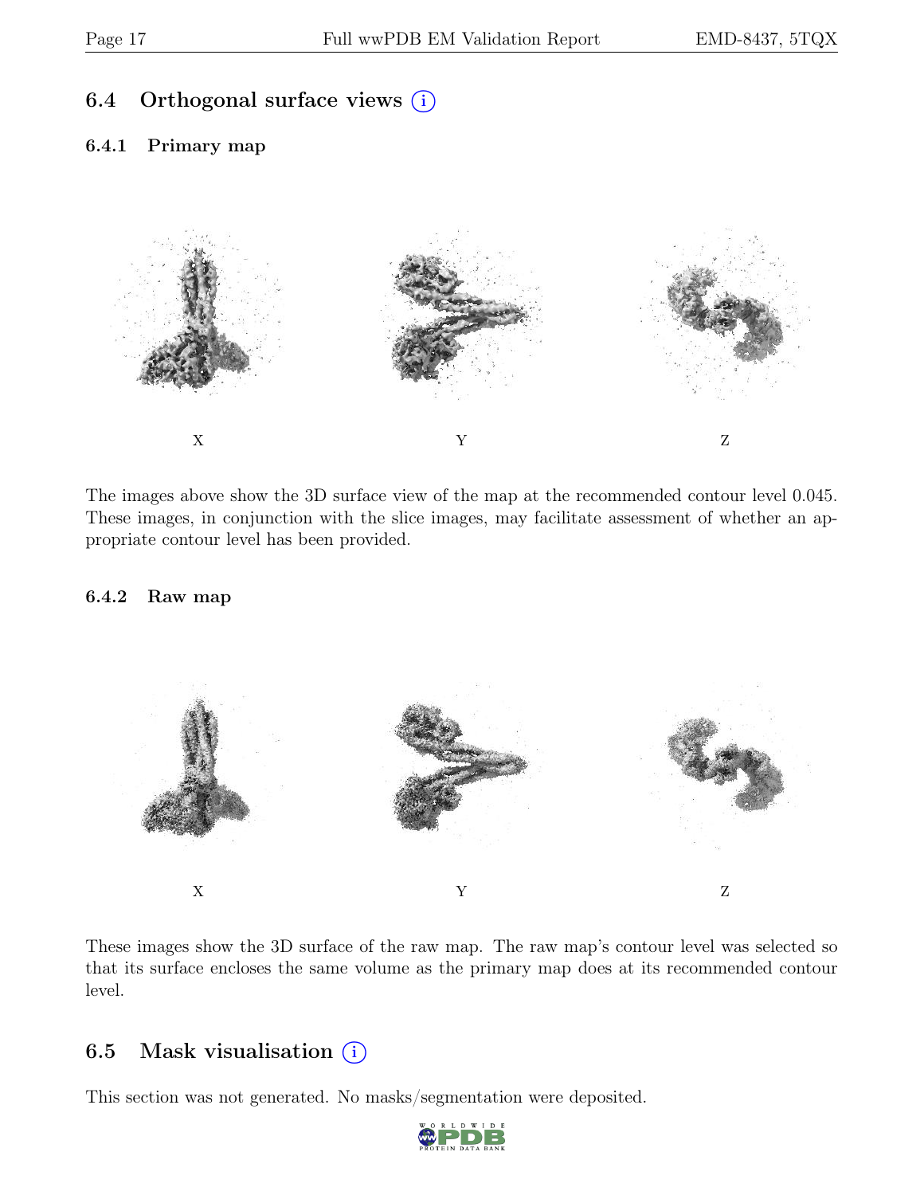## 6.4 Orthogonal surface views (i)

### 6.4.1 Primary map

X Y Z

The images above show the 3D surface view of the map at the recommended contour level 0.045. These images, in conjunction with the slice images, may facilitate assessment of whether an appropriate contour level has been provided.

### 6.4.2 Raw map

X Y Z

These images show the 3D surface of the raw map. The raw map's contour level was selected so that its surface encloses the same volume as the primary map does at its recommended contour level.

## 6.5 Mask visualisation (i)

This section was not generated. No masks/segmentation were deposited.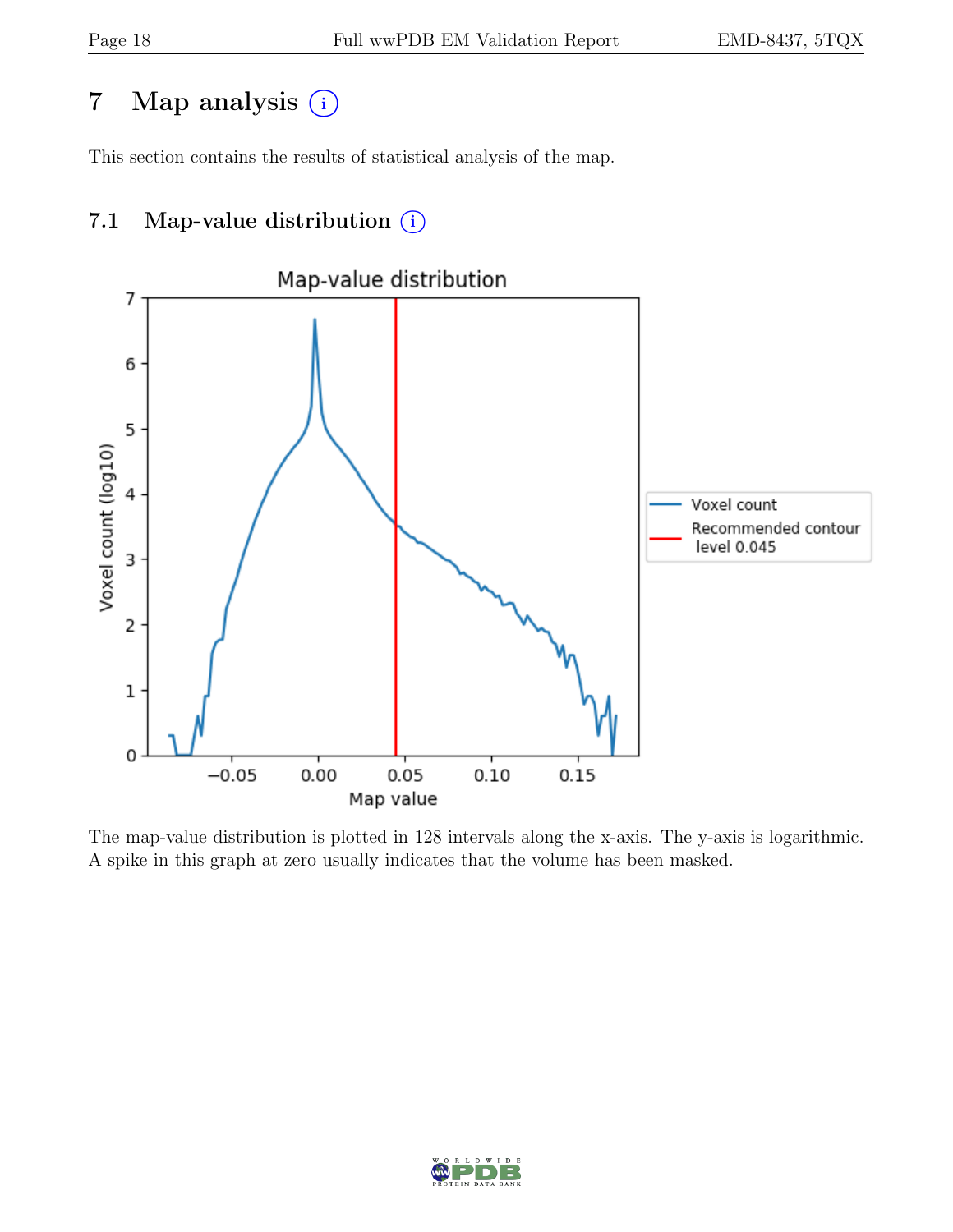# 7 Map analysis

This section contains the results of statistical analysis of the map.

## 7.1 Map-value distribution

The map-value distribution is plotted in 128 intervals along the x-axis. The y-axis is logarithmic. A spike in this graph at zero usually indicates that the volume has been masked.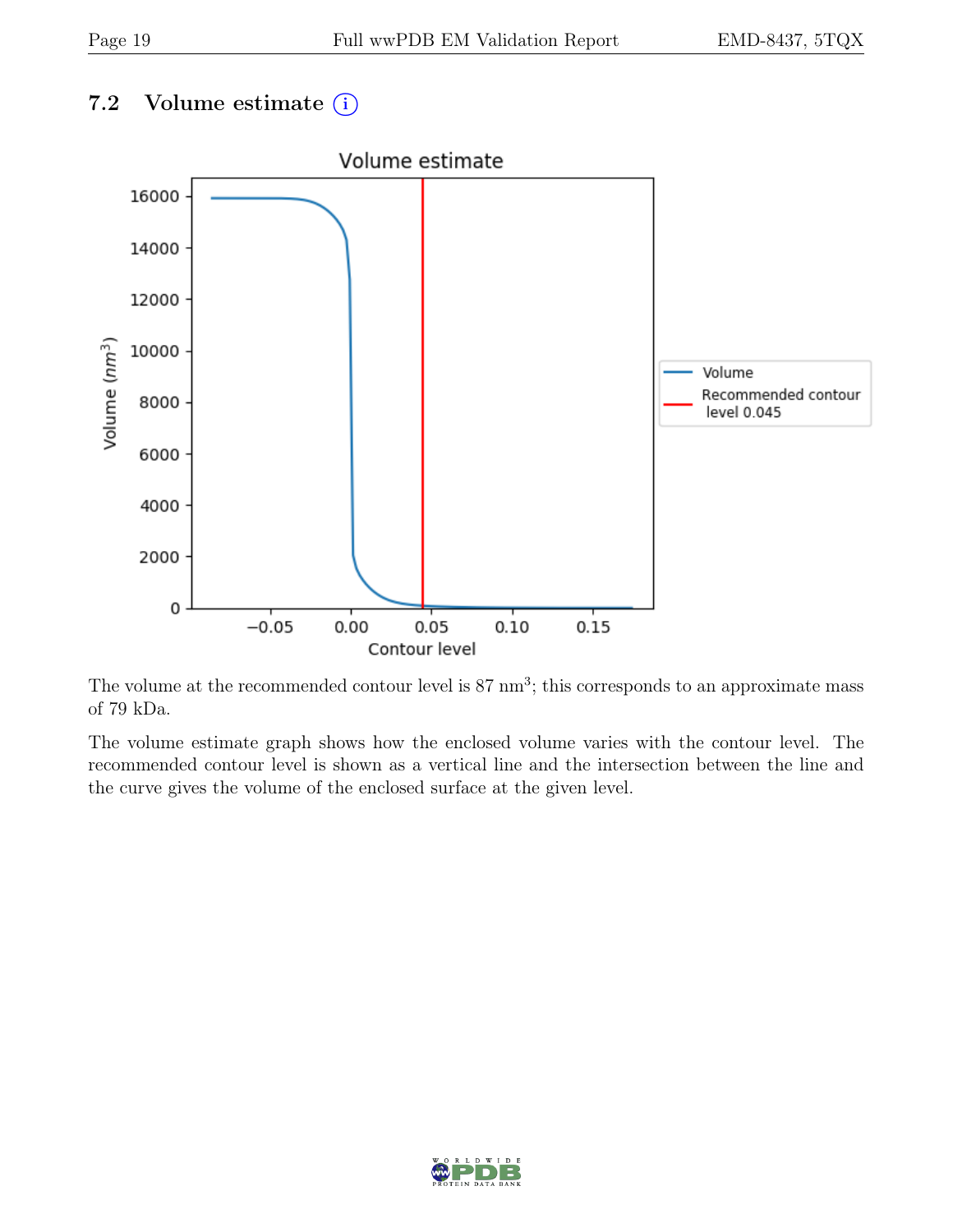### 7.2 Volume estimate

The volume at the recommended contour level is 87 $nm^3$; this corresponds to an approximate mass of 79 kDa.

The volume estimate graph shows how the enclosed volume varies with the contour level. The recommended contour level is shown as a vertical line and the intersection between the line and the curve gives the volume of the enclosed surface at the given level.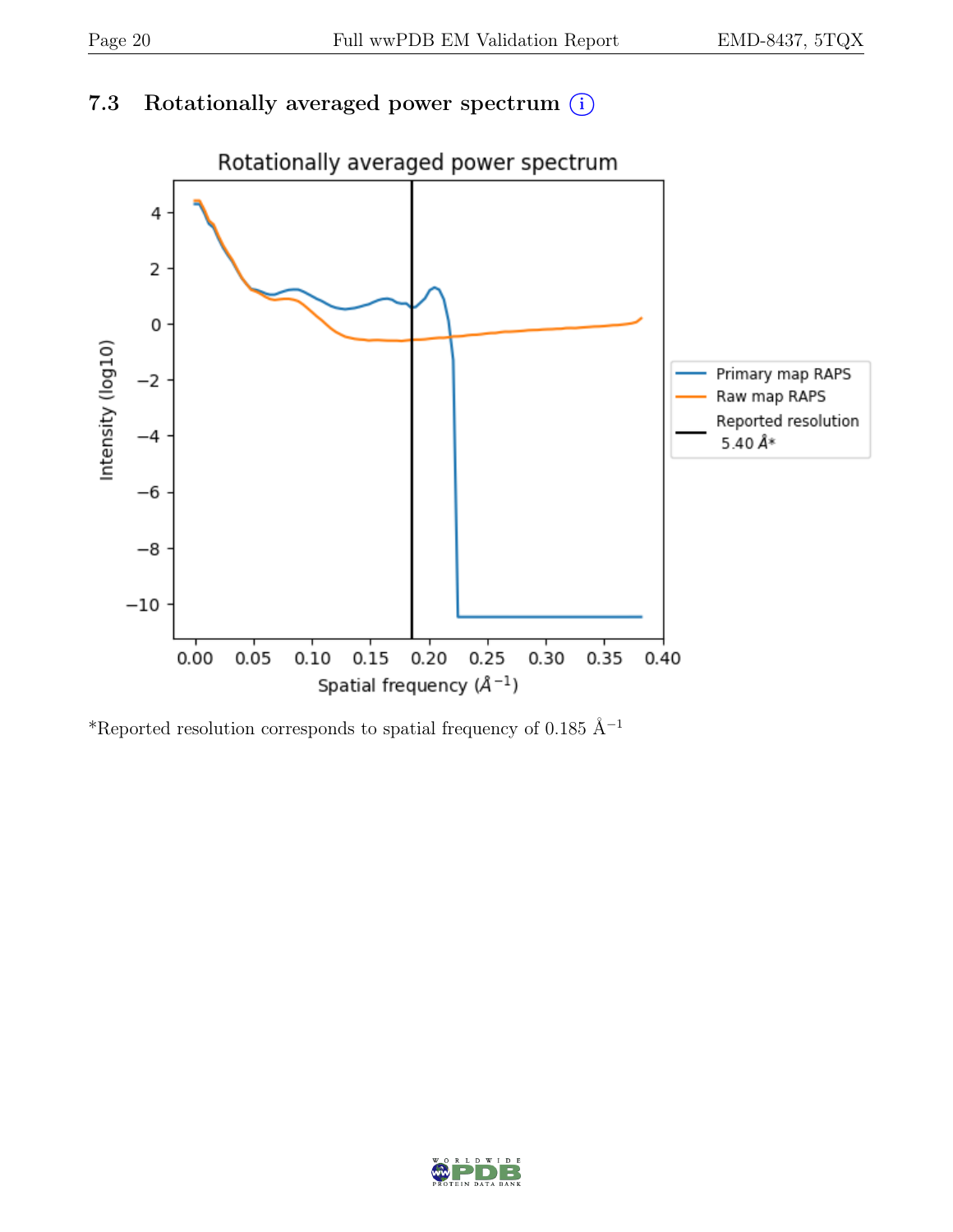### 7.3 Rotationally averaged power spectrum (i)

*Reported resolution corresponds to spatial frequency of 0.185 $Å^{-1}$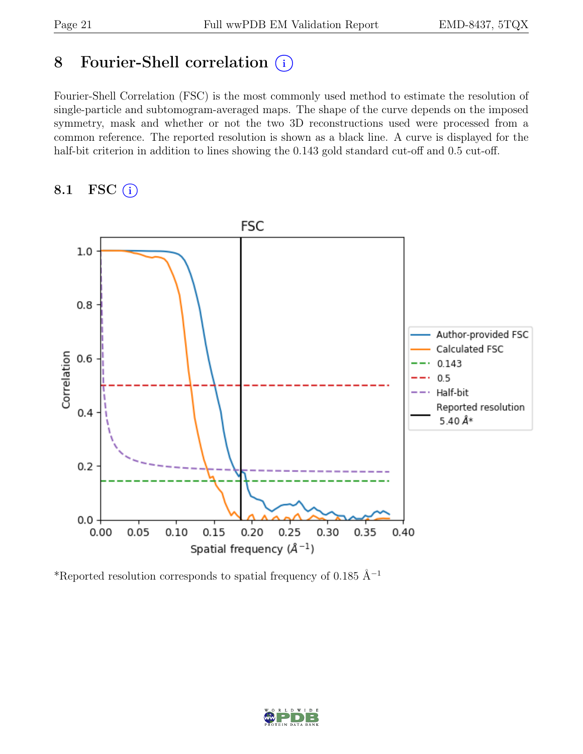# 8 Fourier-Shell correlation

Fourier-Shell Correlation (FSC) is the most commonly used method to estimate the resolution of single-particle and subtomogram-averaged maps. The shape of the curve depends on the imposed symmetry, mask and whether or not the two 3D reconstructions used were processed from a common reference. The reported resolution is shown as a black line. A curve is displayed for the half-bit criterion in addition to lines showing the 0.143 gold standard cut-off and 0.5 cut-off.

## 8.1 FSC

*Reported resolution corresponds to spatial frequency of 0.185 $\text{Å}^{-1}$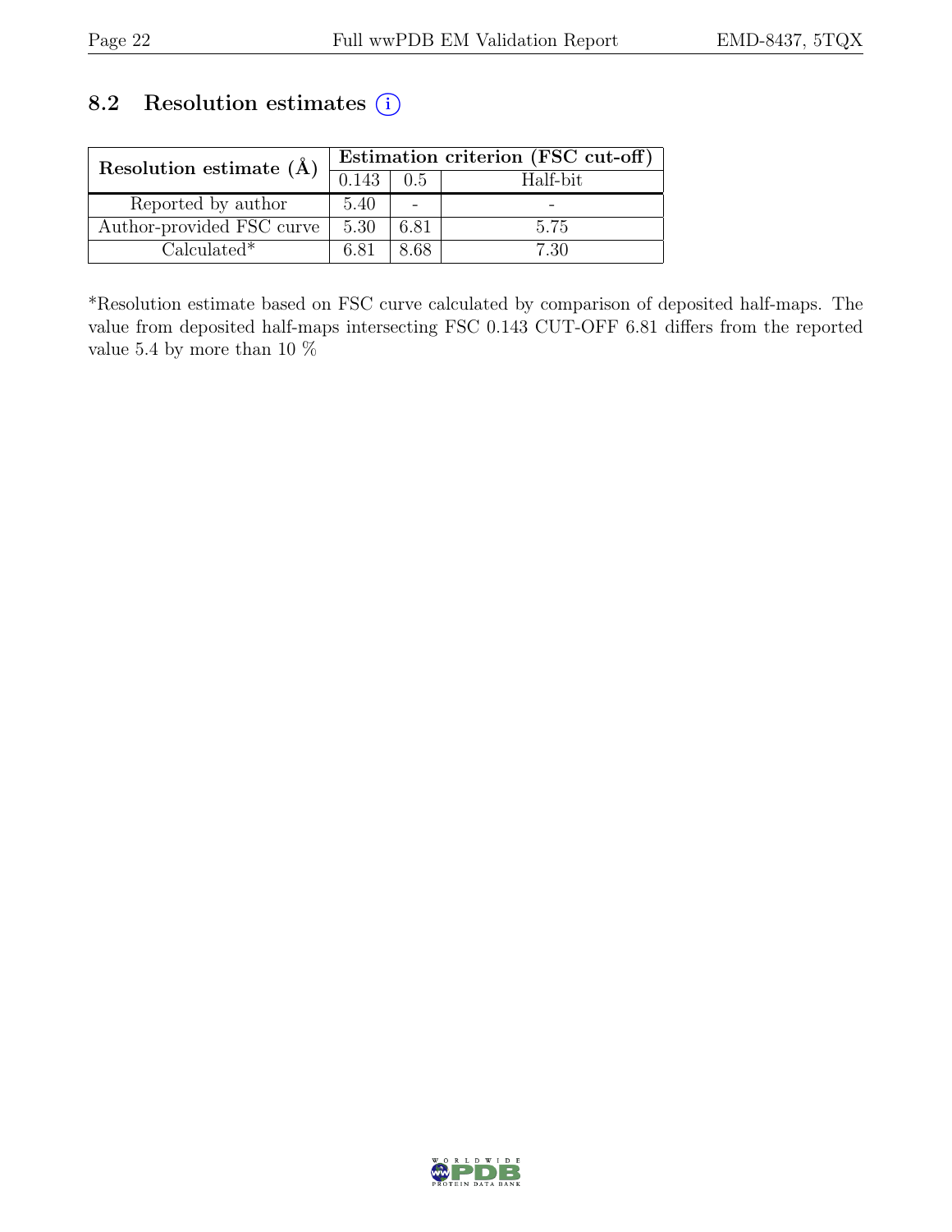## 8.2 Resolution estimates (i)

| Resolution estimate (Å) | Estimation criterion (FSC cut-off) | | |
|---|---|---|---|
| | 0.143 | 0.5 | Half-bit |
| Reported by author | 5.40 | - | - |
| Author-provided FSC curve | 5.30 | 6.81 | 5.75 |
| Calculated* | 6.81 | 8.68 | 7.30 |

*Resolution estimate based on FSC curve calculated by comparison of deposited half-maps. The value from deposited half-maps intersecting FSC 0.143 CUT-OFF 6.81 differs from the reported value 5.4 by more than 10 %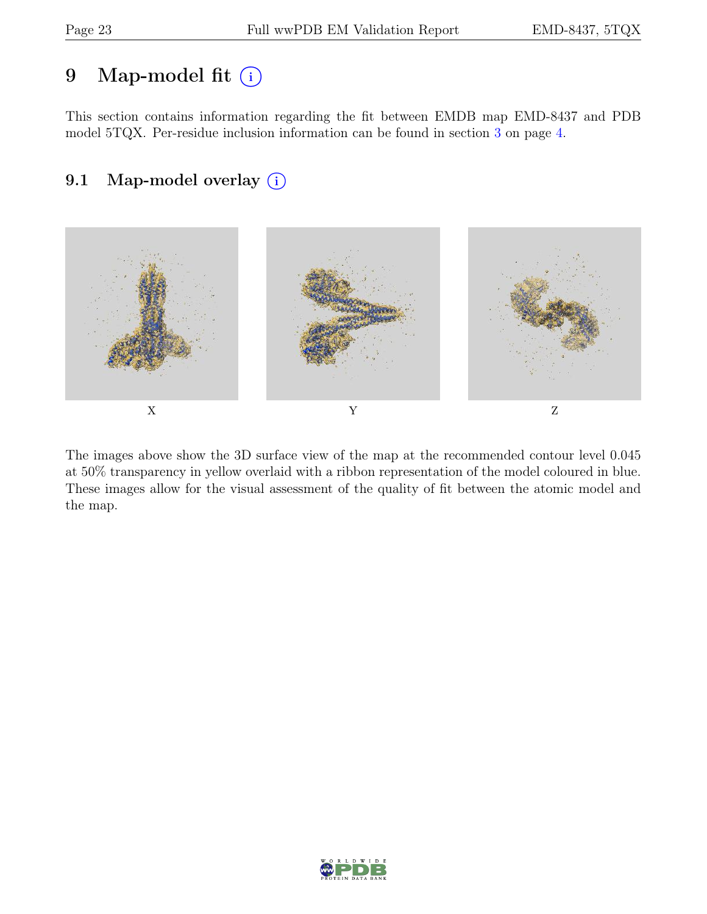# 9 Map-model fit (i)

This section contains information regarding the fit between EMDB map EMD-8437 and PDB model 5TQX. Per-residue inclusion information can be found in section 3 on page 4.

## 9.1 Map-model overlay (i)

X

Y

Z

The images above show the 3D surface view of the map at the recommended contour level 0.045 at 50% transparency in yellow overlaid with a ribbon representation of the model coloured in blue. These images allow for the visual assessment of the quality of fit between the atomic model and the map.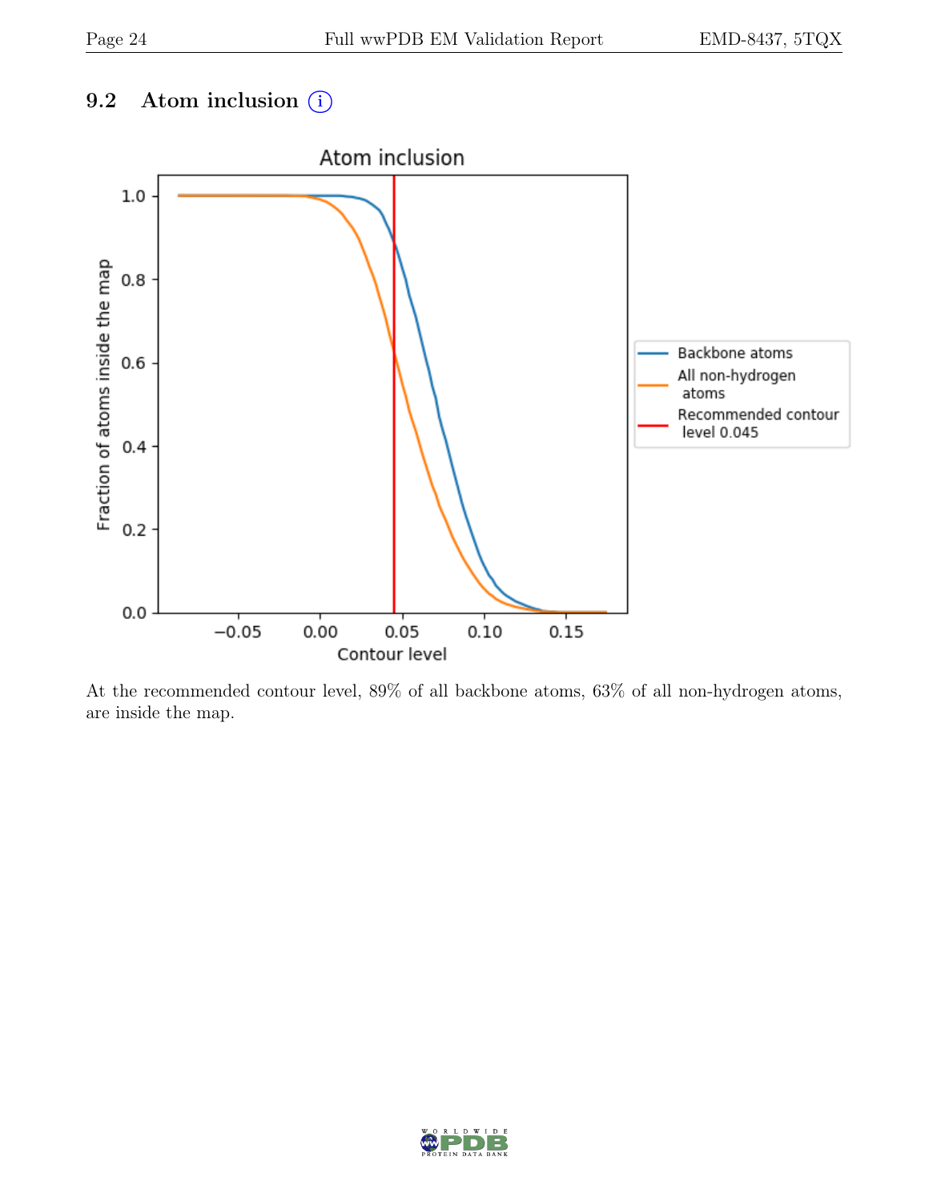## 9.2 Atom inclusion ⓘ

Atom inclusion

Fraction of atoms inside the map

1.0
0.8
0.6
0.4
0.2
0.0

−0.05
0.00
0.05
0.10
0.15

Contour level

Backbone atoms
All non-hydrogen atoms
Recommended contour level 0.045

At the recommended contour level, 89% of all backbone atoms, 63% of all non-hydrogen atoms, are inside the map.